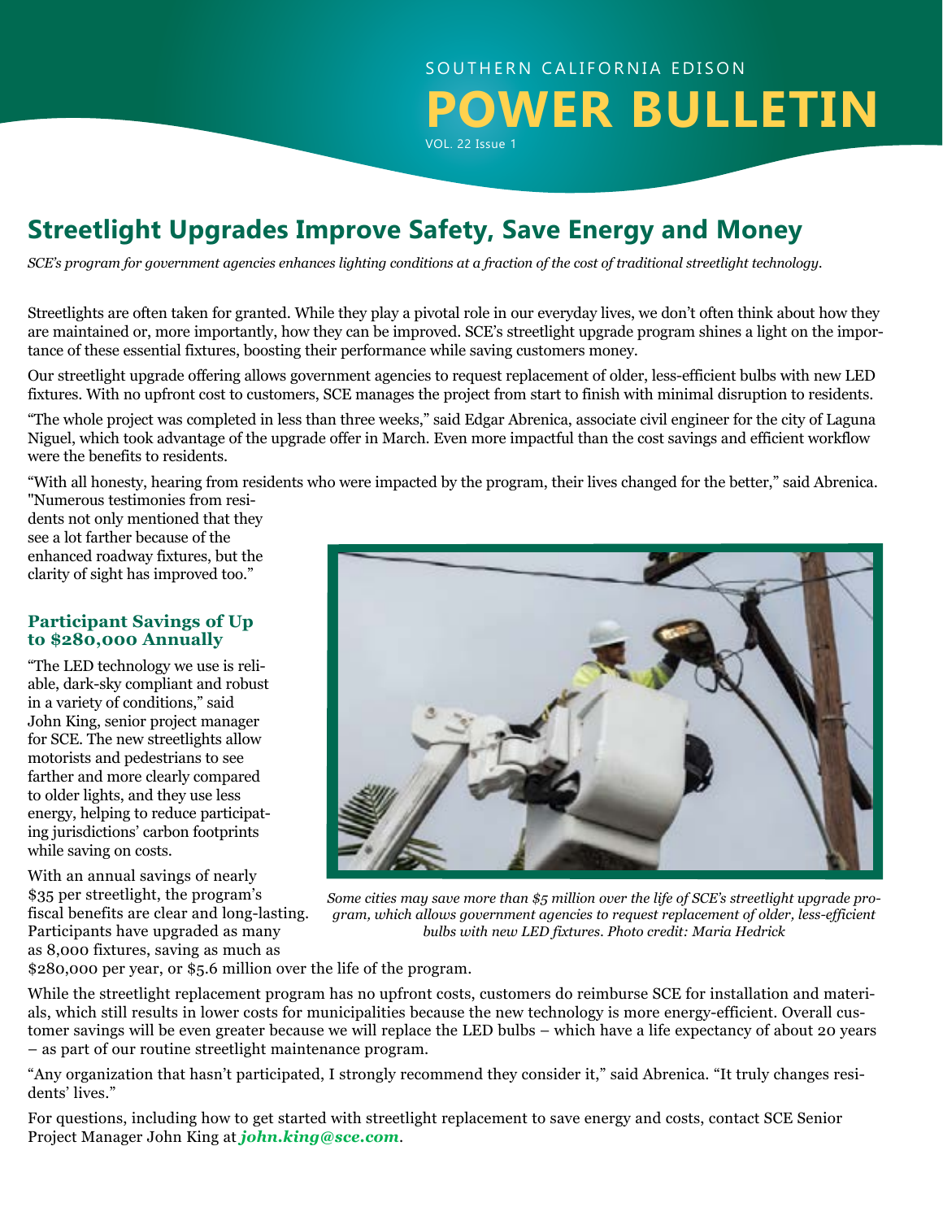SOUTHERN CALIFORNIA EDISON

# POWER BULLETIN

VOL. 22 Issue 1

## Streetlight Upgrades Improve Safety, Save Energy and Money

*SCE's program for government agencies enhances lighting conditions at a fraction of the cost of traditional streetlight technology.*

Streetlights are often taken for granted. While they play a pivotal role in our everyday lives, we don't often think about how they are maintained or, more importantly, how they can be improved. SCE's streetlight upgrade program shines a light on the importance of these essential fixtures, boosting their performance while saving customers money.

Our streetlight upgrade offering allows government agencies to request replacement of older, less-efficient bulbs with new LED fixtures. With no upfront cost to customers, SCE manages the project from start to finish with minimal disruption to residents.

"The whole project was completed in less than three weeks," said Edgar Abrenica, associate civil engineer for the city of Laguna Niguel, which took advantage of the upgrade offer in March. Even more impactful than the cost savings and efficient workflow were the benefits to residents.

"With all honesty, hearing from residents who were impacted by the program, their lives changed for the better," said Abrenica. "Numerous testimonies from residents not only mentioned that they see a lot farther because of the enhanced roadway fixtures, but the clarity of sight has improved too."

### Participant Savings of Up to $280,000 Annually

"The LED technology we use is reliable, dark-sky compliant and robust in a variety of conditions," said John King, senior project manager for SCE. The new streetlights allow motorists and pedestrians to see farther and more clearly compared to older lights, and they use less energy, helping to reduce participating jurisdictions' carbon footprints while saving on costs.

With an annual savings of nearly $35 per streetlight, the program's fiscal benefits are clear and long-lasting. Participants have upgraded as many as 8,000 fixtures, saving as much as $280,000 per year, or $5.6 million over the life of the program.

*Some cities may save more than $5 million over the life of SCE's streetlight upgrade program, which allows government agencies to request replacement of older, less-efficient bulbs with new LED fixtures. Photo credit: Maria Hedrick*

While the streetlight replacement program has no upfront costs, customers do reimburse SCE for installation and materials, which still results in lower costs for municipalities because the new technology is more energy-efficient. Overall customer savings will be even greater because we will replace the LED bulbs – which have a life expectancy of about 20 years – as part of our routine streetlight maintenance program.

"Any organization that hasn't participated, I strongly recommend they consider it," said Abrenica. "It truly changes residents' lives."

For questions, including how to get started with streetlight replacement to save energy and costs, contact SCE Senior Project Manager John King at ***john.king@sce.com***.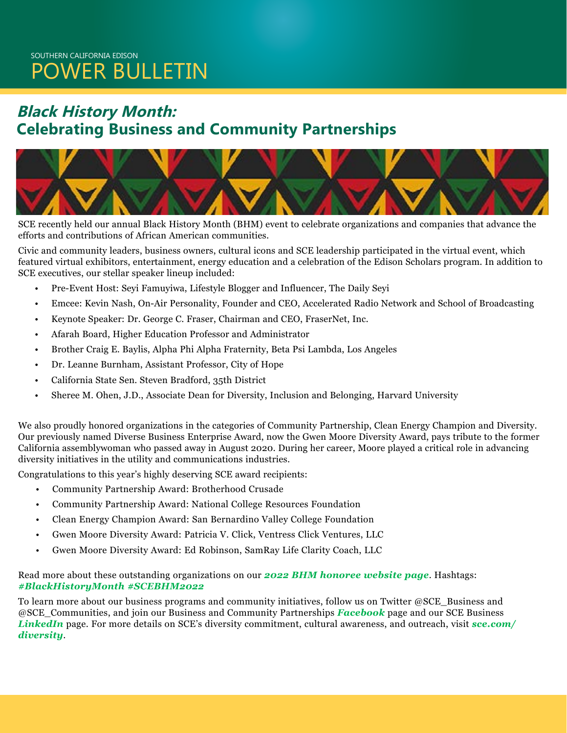SOUTHERN CALIFORNIA EDISON

# POWER BULLETIN

## *Black History Month:*
## Celebrating Business and Community Partnerships

SCE recently held our annual Black History Month (BHM) event to celebrate organizations and companies that advance the efforts and contributions of African American communities.

Civic and community leaders, business owners, cultural icons and SCE leadership participated in the virtual event, which featured virtual exhibitors, entertainment, energy education and a celebration of the Edison Scholars program. In addition to SCE executives, our stellar speaker lineup included:

- Pre-Event Host: Seyi Famuyiwa, Lifestyle Blogger and Influencer, The Daily Seyi
- Emcee: Kevin Nash, On-Air Personality, Founder and CEO, Accelerated Radio Network and School of Broadcasting
- Keynote Speaker: Dr. George C. Fraser, Chairman and CEO, FraserNet, Inc.
- Afarah Board, Higher Education Professor and Administrator
- Brother Craig E. Baylis, Alpha Phi Alpha Fraternity, Beta Psi Lambda, Los Angeles
- Dr. Leanne Burnham, Assistant Professor, City of Hope
- California State Sen. Steven Bradford, 35th District
- Sheree M. Ohen, J.D., Associate Dean for Diversity, Inclusion and Belonging, Harvard University

We also proudly honored organizations in the categories of Community Partnership, Clean Energy Champion and Diversity. Our previously named Diverse Business Enterprise Award, now the Gwen Moore Diversity Award, pays tribute to the former California assemblywoman who passed away in August 2020. During her career, Moore played a critical role in advancing diversity initiatives in the utility and communications industries.

Congratulations to this year's highly deserving SCE award recipients:

- Community Partnership Award: Brotherhood Crusade
- Community Partnership Award: National College Resources Foundation
- Clean Energy Champion Award: San Bernardino Valley College Foundation
- Gwen Moore Diversity Award: Patricia V. Click, Ventress Click Ventures, LLC
- Gwen Moore Diversity Award: Ed Robinson, SamRay Life Clarity Coach, LLC

Read more about these outstanding organizations on our ***2022 BHM honoree website page***. Hashtags: ***#BlackHistoryMonth #SCEBHM2022***

To learn more about our business programs and community initiatives, follow us on Twitter @SCE_Business and @SCE_Communities, and join our Business and Community Partnerships ***Facebook*** page and our SCE Business ***LinkedIn*** page. For more details on SCE's diversity commitment, cultural awareness, and outreach, visit ***sce.com/diversity***.